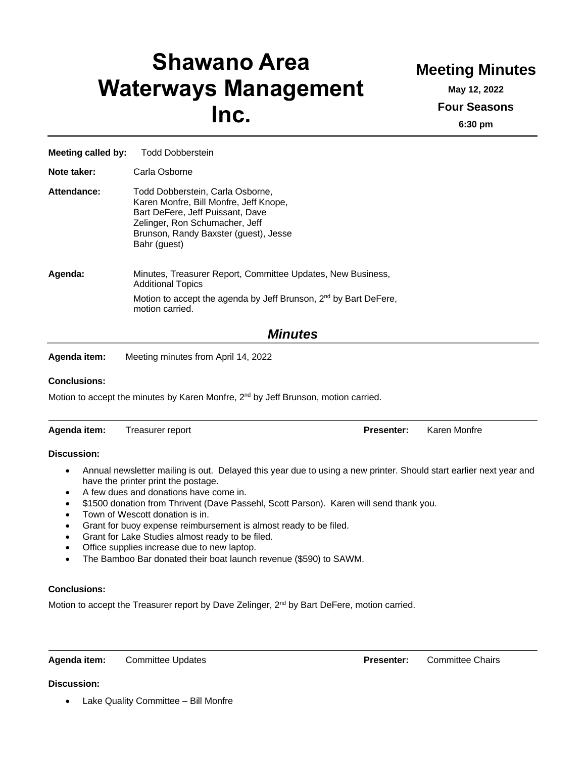# Shawano Area Waterways Management Inc.

## Meeting Minutes

**May 12, 2022**

**Four Seasons**

**6:30 pm**

**Meeting called by:** Todd Dobberstein

**Note taker:** Carla Osborne

**Attendance:** Todd Dobberstein, Carla Osborne, Karen Monfre, Bill Monfre, Jeff Knope, Bart DeFere, Jeff Puissant, Dave Zelinger, Ron Schumacher, Jeff Brunson, Randy Baxster (guest), Jesse Bahr (guest)

**Agenda:** Minutes, Treasurer Report, Committee Updates, New Business, Additional Topics

Motion to accept the agenda by Jeff Brunson, 2nd by Bart DeFere, motion carried.

## *Minutes*

**Agenda item:** Meeting minutes from April 14, 2022

**Conclusions:**

Motion to accept the minutes by Karen Monfre, 2nd by Jeff Brunson, motion carried.

---

**Agenda item:** Treasurer report **Presenter:** Karen Monfre

**Discussion:**

- Annual newsletter mailing is out. Delayed this year due to using a new printer. Should start earlier next year and have the printer print the postage.
- A few dues and donations have come in.
- $1500 donation from Thrivent (Dave Passehl, Scott Parson). Karen will send thank you.
- Town of Wescott donation is in.
- Grant for buoy expense reimbursement is almost ready to be filed.
- Grant for Lake Studies almost ready to be filed.
- Office supplies increase due to new laptop.
- The Bamboo Bar donated their boat launch revenue ($590) to SAWM.

**Conclusions:**

Motion to accept the Treasurer report by Dave Zelinger, 2nd by Bart DeFere, motion carried.

---

**Agenda item:** Committee Updates **Presenter:** Committee Chairs

**Discussion:**

- Lake Quality Committee – Bill Monfre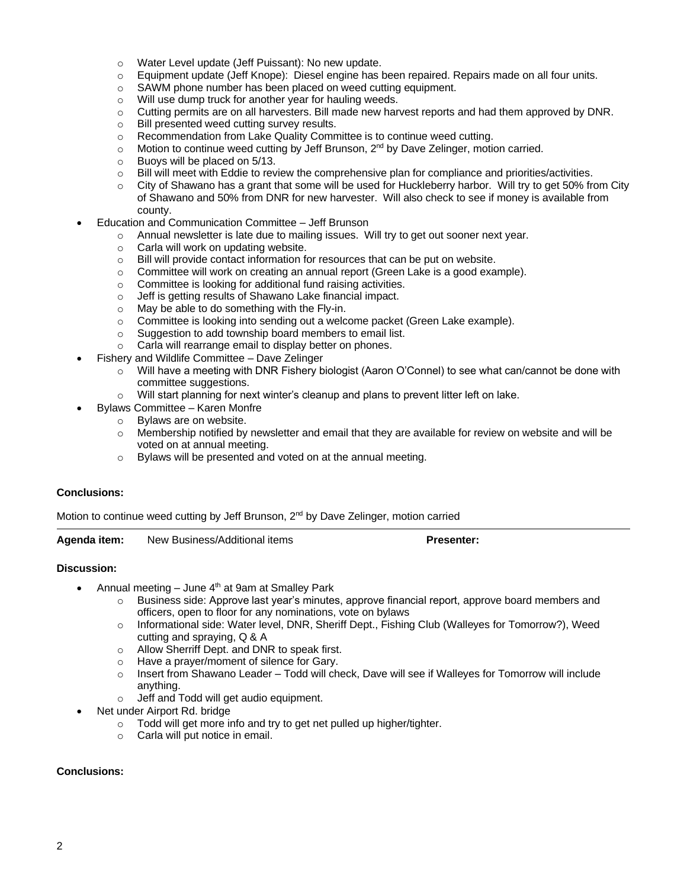- Water Level update (Jeff Puissant): No new update.
  - Equipment update (Jeff Knope): Diesel engine has been repaired. Repairs made on all four units.
  - SAWM phone number has been placed on weed cutting equipment.
  - Will use dump truck for another year for hauling weeds.
  - Cutting permits are on all harvesters. Bill made new harvest reports and had them approved by DNR.
  - Bill presented weed cutting survey results.
  - Recommendation from Lake Quality Committee is to continue weed cutting.
  - Motion to continue weed cutting by Jeff Brunson, 2nd by Dave Zelinger, motion carried.
  - Buoys will be placed on 5/13.
  - Bill will meet with Eddie to review the comprehensive plan for compliance and priorities/activities.
  - City of Shawano has a grant that some will be used for Huckleberry harbor. Will try to get 50% from City of Shawano and 50% from DNR for new harvester. Will also check to see if money is available from county.
- Education and Communication Committee – Jeff Brunson
  - Annual newsletter is late due to mailing issues. Will try to get out sooner next year.
  - Carla will work on updating website.
  - Bill will provide contact information for resources that can be put on website.
  - Committee will work on creating an annual report (Green Lake is a good example).
  - Committee is looking for additional fund raising activities.
  - Jeff is getting results of Shawano Lake financial impact.
  - May be able to do something with the Fly-in.
  - Committee is looking into sending out a welcome packet (Green Lake example).
  - Suggestion to add township board members to email list.
  - Carla will rearrange email to display better on phones.
- Fishery and Wildlife Committee – Dave Zelinger
  - Will have a meeting with DNR Fishery biologist (Aaron O'Connel) to see what can/cannot be done with committee suggestions.
  - Will start planning for next winter's cleanup and plans to prevent litter left on lake.
- Bylaws Committee – Karen Monfre
  - Bylaws are on website.
  - Membership notified by newsletter and email that they are available for review on website and will be voted on at annual meeting.
  - Bylaws will be presented and voted on at the annual meeting.

**Conclusions:**

Motion to continue weed cutting by Jeff Brunson, 2nd by Dave Zelinger, motion carried

---

**Agenda item:** New Business/Additional items **Presenter:**

**Discussion:**

- Annual meeting – June 4th at 9am at Smalley Park
  - Business side: Approve last year's minutes, approve financial report, approve board members and officers, open to floor for any nominations, vote on bylaws
  - Informational side: Water level, DNR, Sheriff Dept., Fishing Club (Walleyes for Tomorrow?), Weed cutting and spraying, Q & A
  - Allow Sherriff Dept. and DNR to speak first.
  - Have a prayer/moment of silence for Gary.
  - Insert from Shawano Leader – Todd will check, Dave will see if Walleyes for Tomorrow will include anything.
  - Jeff and Todd will get audio equipment.
- Net under Airport Rd. bridge
  - Todd will get more info and try to get net pulled up higher/tighter.
  - Carla will put notice in email.

**Conclusions:**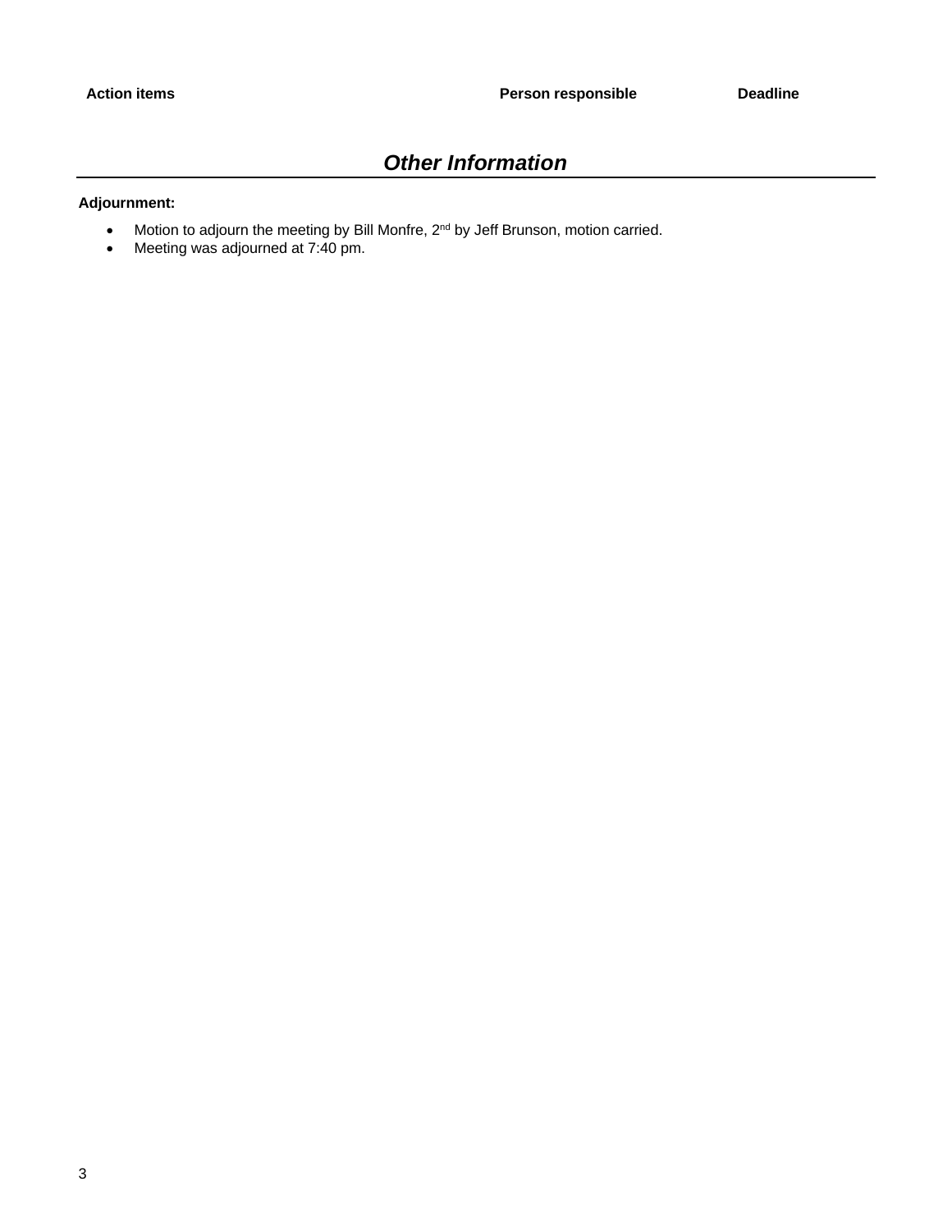| Action items | Person responsible | Deadline |
|---|---|---|

## *Other Information*

**Adjournment:**

- Motion to adjourn the meeting by Bill Monfre, 2nd by Jeff Brunson, motion carried.
- Meeting was adjourned at 7:40 pm.